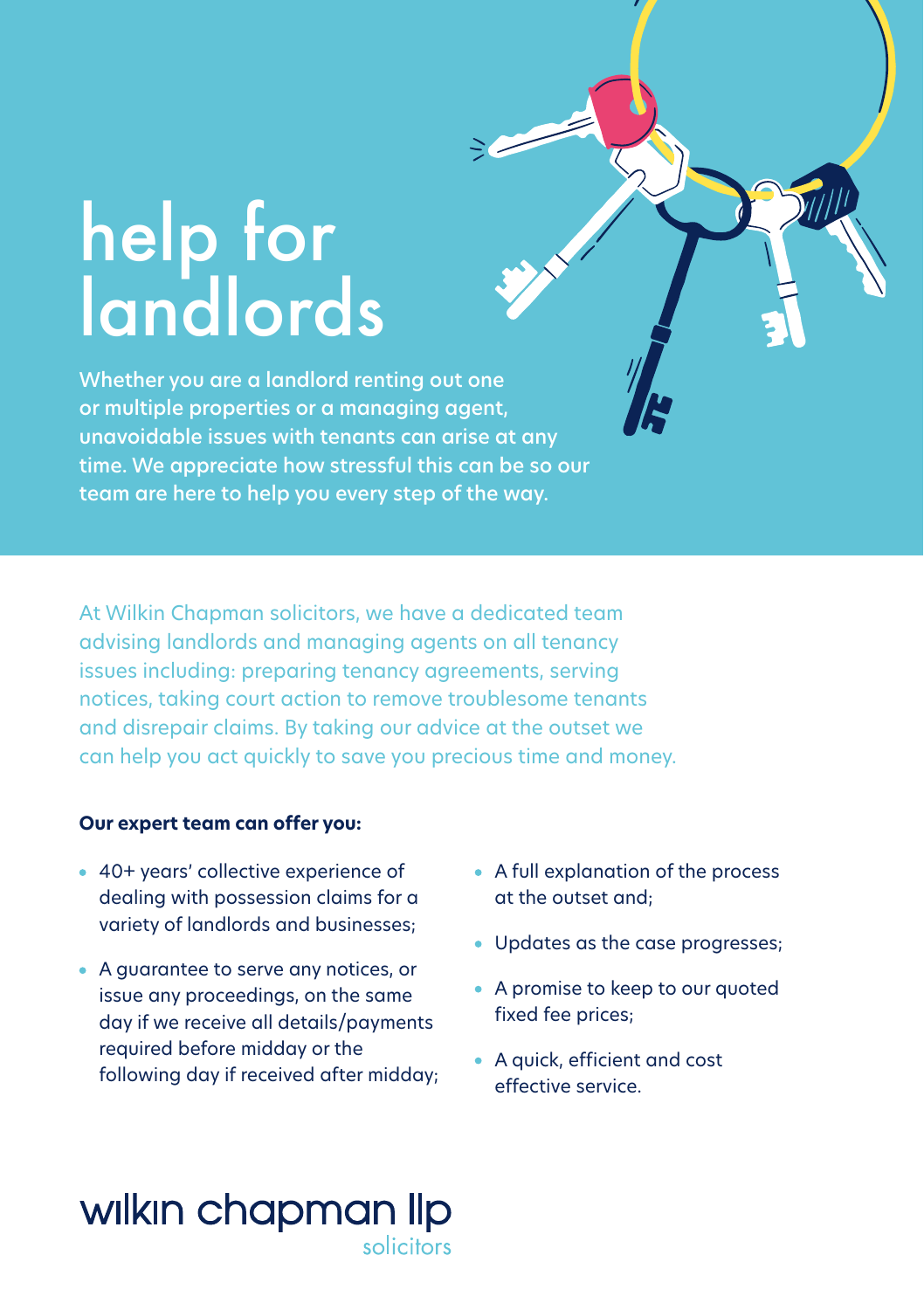# help for landlords

Whether you are a landlord renting out one or multiple properties or a managing agent, unavoidable issues with tenants can arise at any time. We appreciate how stressful this can be so our team are here to help you every step of the way.

At Wilkin Chapman solicitors, we have a dedicated team advising landlords and managing agents on all tenancy issues including: preparing tenancy agreements, serving notices, taking court action to remove troublesome tenants and disrepair claims. By taking our advice at the outset we can help you act quickly to save you precious time and money.

**Our expert team can offer you:**

- 40+ years' collective experience of dealing with possession claims for a variety of landlords and businesses;
- A guarantee to serve any notices, or issue any proceedings, on the same day if we receive all details/payments required before midday or the following day if received after midday;
- A full explanation of the process at the outset and;
- Updates as the case progresses;
- A promise to keep to our quoted fixed fee prices;
- A quick, efficient and cost effective service.

wilkin chapman llp
solicitors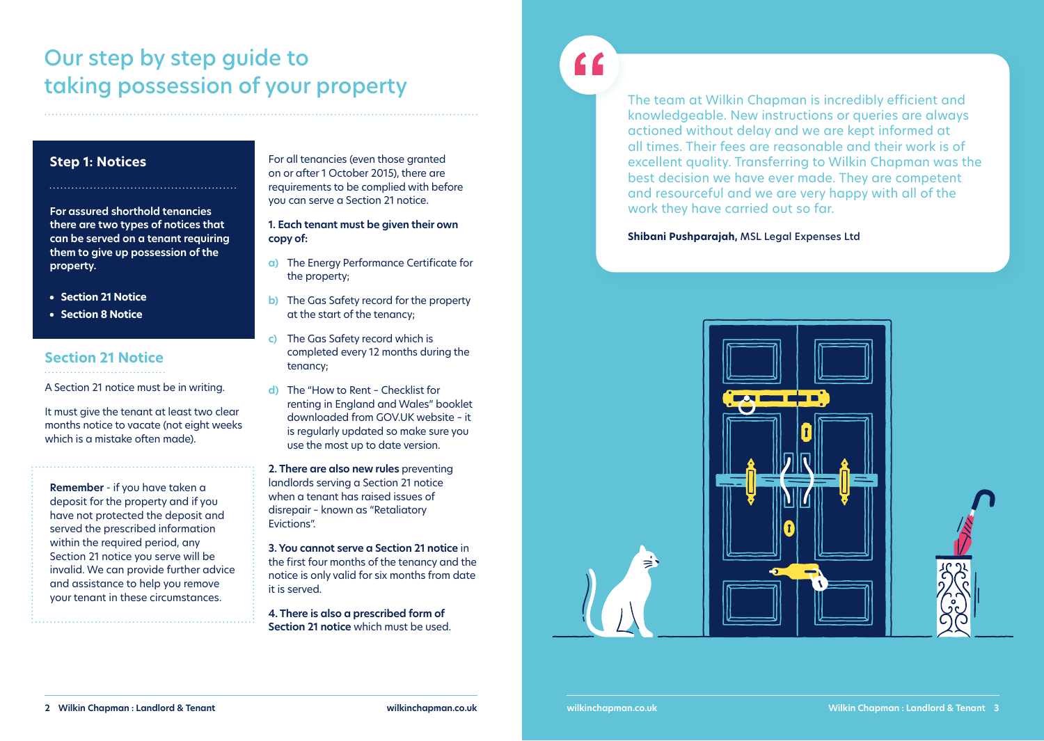# Our step by step guide to taking possession of your property

## Step 1: Notices

**For assured shorthold tenancies there are two types of notices that can be served on a tenant requiring them to give up possession of the property.**

- **Section 21 Notice**
- **Section 8 Notice**

## Section 21 Notice

A Section 21 notice must be in writing.

It must give the tenant at least two clear months notice to vacate (not eight weeks which is a mistake often made).

**Remember** - if you have taken a deposit for the property and if you have not protected the deposit and served the prescribed information within the required period, any Section 21 notice you serve will be invalid. We can provide further advice and assistance to help you remove your tenant in these circumstances.

For all tenancies (even those granted on or after 1 October 2015), there are requirements to be complied with before you can serve a Section 21 notice.

**1. Each tenant must be given their own copy of:**

a) The Energy Performance Certificate for the property;

b) The Gas Safety record for the property at the start of the tenancy;

c) The Gas Safety record which is completed every 12 months during the tenancy;

d) The "How to Rent - Checklist for renting in England and Wales" booklet downloaded from GOV.UK website - it is regularly updated so make sure you use the most up to date version.

**2. There are also new rules** preventing landlords serving a Section 21 notice when a tenant has raised issues of disrepair - known as "Retaliatory Evictions".

**3. You cannot serve a Section 21 notice** in the first four months of the tenancy and the notice is only valid for six months from date it is served.

**4. There is also a prescribed form of Section 21 notice** which must be used.

> The team at Wilkin Chapman is incredibly efficient and knowledgeable. New instructions or queries are always actioned without delay and we are kept informed at all times. Their fees are reasonable and their work is of excellent quality. Transferring to Wilkin Chapman was the best decision we have ever made. They are competent and resourceful and we are very happy with all of the work they have carried out so far.
>
> **Shibani Pushparajah,** MSL Legal Expenses Ltd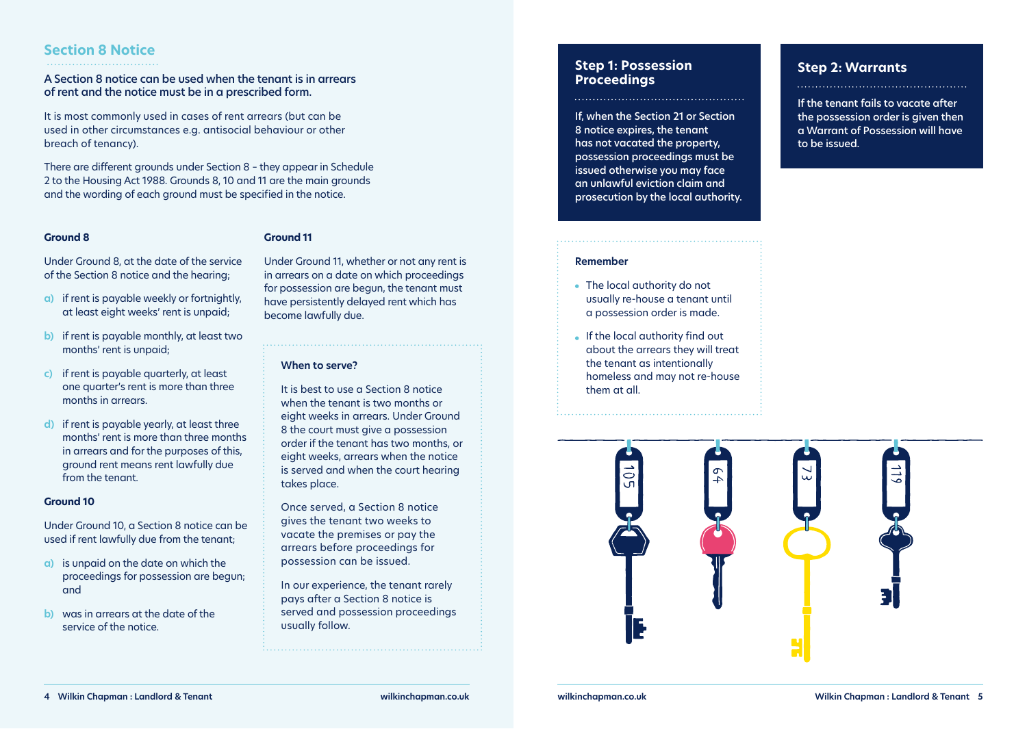## Section 8 Notice

**A Section 8 notice can be used when the tenant is in arrears of rent and the notice must be in a prescribed form.**

It is most commonly used in cases of rent arrears (but can be used in other circumstances e.g. antisocial behaviour or other breach of tenancy).

There are different grounds under Section 8 – they appear in Schedule 2 to the Housing Act 1988. Grounds 8, 10 and 11 are the main grounds and the wording of each ground must be specified in the notice.

### Ground 8

Under Ground 8, at the date of the service of the Section 8 notice and the hearing;

- a) if rent is payable weekly or fortnightly, at least eight weeks' rent is unpaid;
- b) if rent is payable monthly, at least two months' rent is unpaid;
- c) if rent is payable quarterly, at least one quarter's rent is more than three months in arrears.
- d) if rent is payable yearly, at least three months' rent is more than three months in arrears and for the purposes of this, ground rent means rent lawfully due from the tenant.

### Ground 10

Under Ground 10, a Section 8 notice can be used if rent lawfully due from the tenant;

- a) is unpaid on the date on which the proceedings for possession are begun; and
- b) was in arrears at the date of the service of the notice.

### Ground 11

Under Ground 11, whether or not any rent is in arrears on a date on which proceedings for possession are begun, the tenant must have persistently delayed rent which has become lawfully due.

### When to serve?

It is best to use a Section 8 notice when the tenant is two months or eight weeks in arrears. Under Ground 8 the court must give a possession order if the tenant has two months, or eight weeks, arrears when the notice is served and when the court hearing takes place.

Once served, a Section 8 notice gives the tenant two weeks to vacate the premises or pay the arrears before proceedings for possession can be issued.

In our experience, the tenant rarely pays after a Section 8 notice is served and possession proceedings usually follow.

## Step 1: Possession Proceedings

**If, when the Section 21 or Section 8 notice expires, the tenant has not vacated the property, possession proceedings must be issued otherwise you may face an unlawful eviction claim and prosecution by the local authority.**

### Remember

- The local authority do not usually re-house a tenant until a possession order is made.
- If the local authority find out about the arrears they will treat the tenant as intentionally homeless and may not re-house them at all.

## Step 2: Warrants

**If the tenant fails to vacate after the possession order is given then a Warrant of Possession will have to be issued.**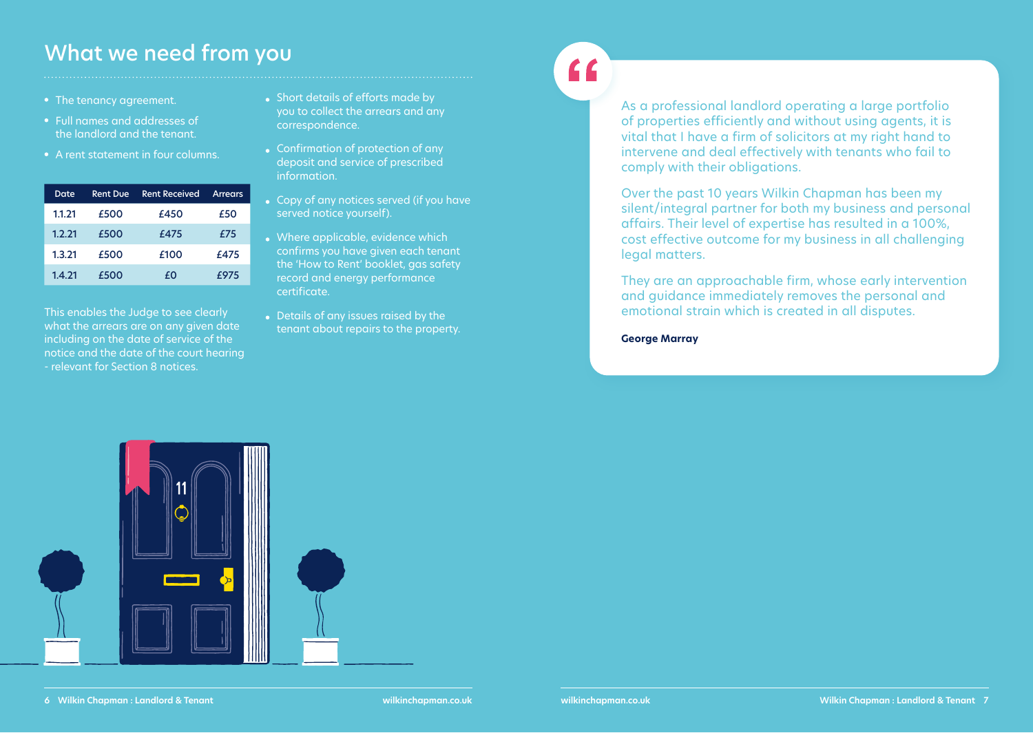## What we need from you

- The tenancy agreement.
- Full names and addresses of the landlord and the tenant.
- A rent statement in four columns.

| Date | Rent Due | Rent Received | Arrears |
|---|---|---|---|
| 1.1.21 | £500 | £450 | £50 |
| 1.2.21 | £500 | £475 | £75 |
| 1.3.21 | £500 | £100 | £475 |
| 1.4.21 | £500 | £0 | £975 |

This enables the Judge to see clearly what the arrears are on any given date including on the date of service of the notice and the date of the court hearing - relevant for Section 8 notices.

- Short details of efforts made by you to collect the arrears and any correspondence.
- Confirmation of protection of any deposit and service of prescribed information.
- Copy of any notices served (if you have served notice yourself).
- Where applicable, evidence which confirms you have given each tenant the 'How to Rent' booklet, gas safety record and energy performance certificate.
- Details of any issues raised by the tenant about repairs to the property.

"

As a professional landlord operating a large portfolio of properties efficiently and without using agents, it is vital that I have a firm of solicitors at my right hand to intervene and deal effectively with tenants who fail to comply with their obligations.

Over the past 10 years Wilkin Chapman has been my silent/integral partner for both my business and personal affairs. Their level of expertise has resulted in a 100%, cost effective outcome for my business in all challenging legal matters.

They are an approachable firm, whose early intervention and guidance immediately removes the personal and emotional strain which is created in all disputes.

**George Marray**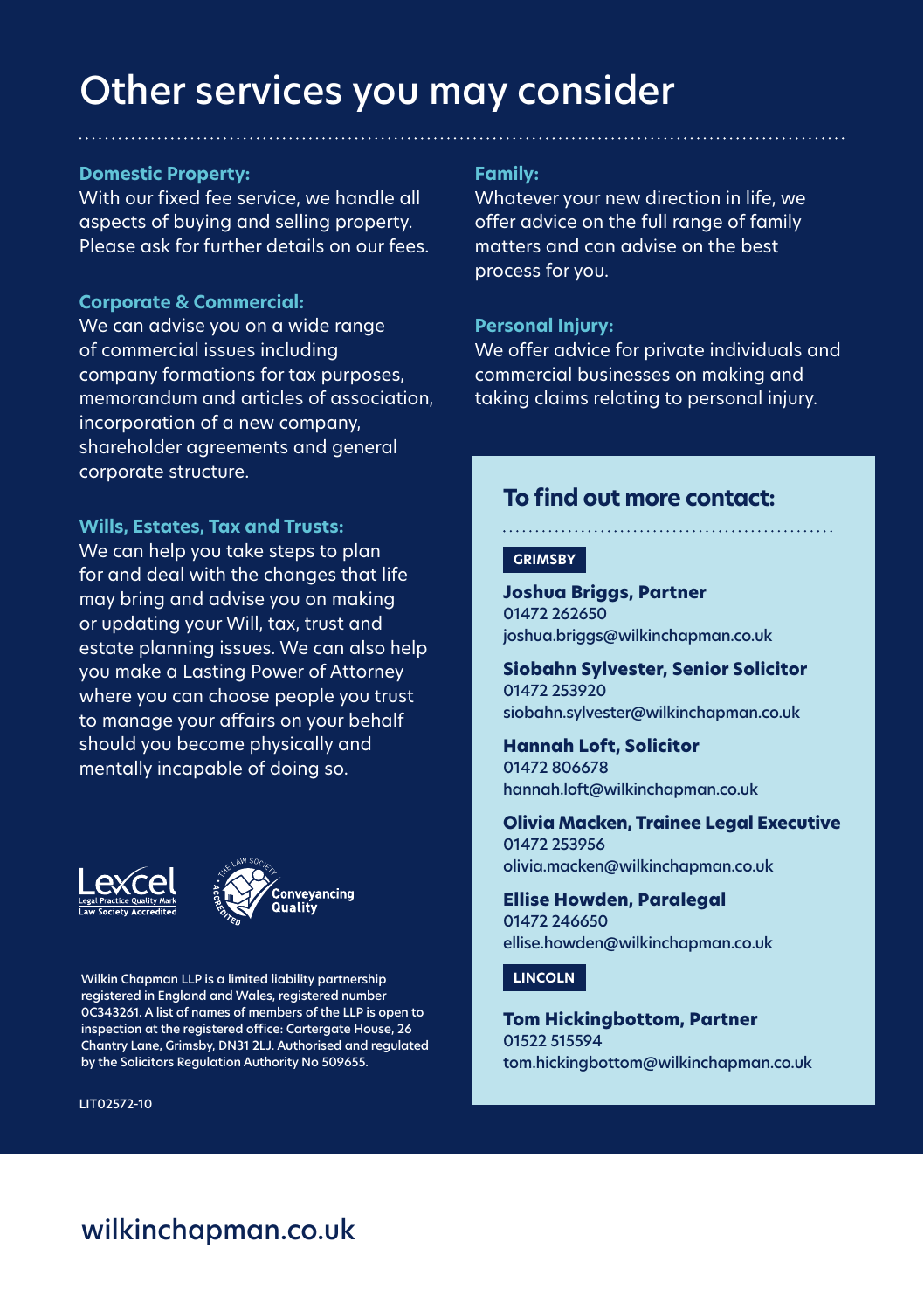# Other services you may consider

**Domestic Property:**
With our fixed fee service, we handle all aspects of buying and selling property. Please ask for further details on our fees.

**Corporate & Commercial:**
We can advise you on a wide range of commercial issues including company formations for tax purposes, memorandum and articles of association, incorporation of a new company, shareholder agreements and general corporate structure.

**Wills, Estates, Tax and Trusts:**
We can help you take steps to plan for and deal with the changes that life may bring and advise you on making or updating your Will, tax, trust and estate planning issues. We can also help you make a Lasting Power of Attorney where you can choose people you trust to manage your affairs on your behalf should you become physically and mentally incapable of doing so.

**Family:**
Whatever your new direction in life, we offer advice on the full range of family matters and can advise on the best process for you.

**Personal Injury:**
We offer advice for private individuals and commercial businesses on making and taking claims relating to personal injury.

## To find out more contact:

**GRIMSBY**

**Joshua Briggs, Partner**
01472 262650
joshua.briggs@wilkinchapman.co.uk

**Siobahn Sylvester, Senior Solicitor**
01472 253920
siobahn.sylvester@wilkinchapman.co.uk

**Hannah Loft, Solicitor**
01472 806678
hannah.loft@wilkinchapman.co.uk

**Olivia Macken, Trainee Legal Executive**
01472 253956
olivia.macken@wilkinchapman.co.uk

**Ellise Howden, Paralegal**
01472 246650
ellise.howden@wilkinchapman.co.uk

**LINCOLN**

**Tom Hickingbottom, Partner**
01522 515594
tom.hickingbottom@wilkinchapman.co.uk

Lexcel Legal Practice Quality Mark Law Society Accredited

The Law Society Accredited Conveyancing Quality

Wilkin Chapman LLP is a limited liability partnership registered in England and Wales, registered number OC343261. A list of names of members of the LLP is open to inspection at the registered office: Cartergate House, 26 Chantry Lane, Grimsby, DN31 2LJ. Authorised and regulated by the Solicitors Regulation Authority No 509655.

LIT02572-10

wilkinchapman.co.uk